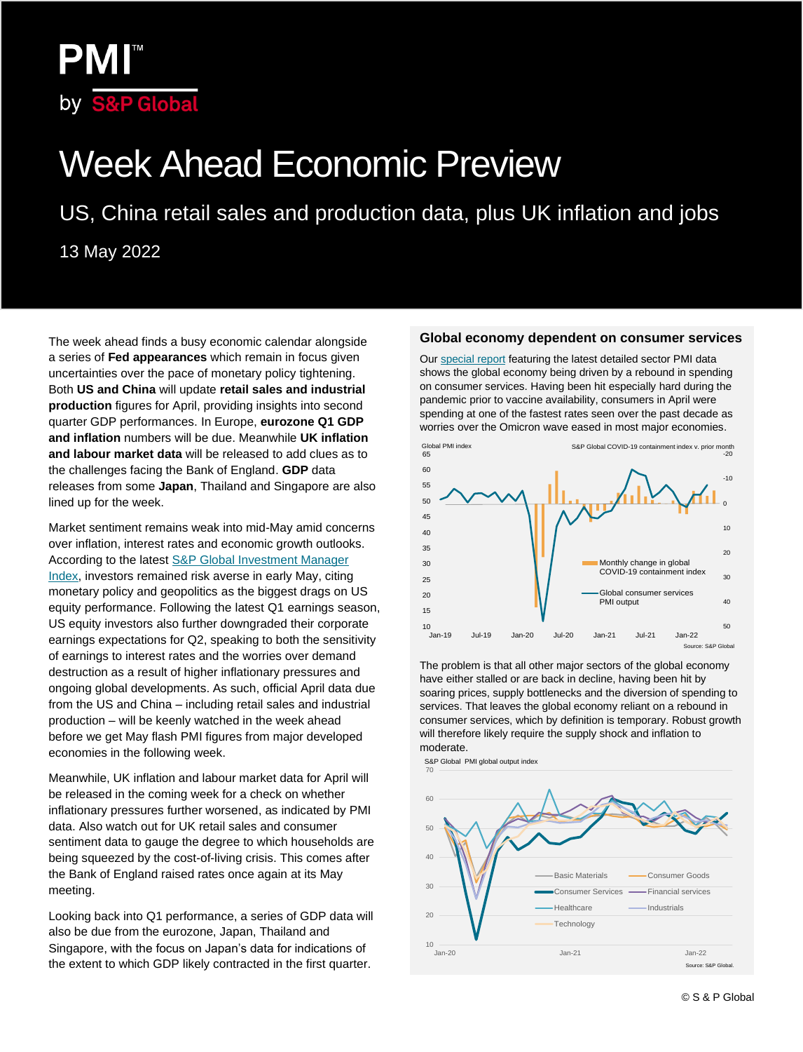# PMI™ by S&P Global

# Week Ahead Economic Preview

## US, China retail sales and production data, plus UK inflation and jobs

13 May 2022

The week ahead finds a busy economic calendar alongside a series of **Fed appearances** which remain in focus given uncertainties over the pace of monetary policy tightening. Both **US and China** will update **retail sales and industrial production** figures for April, providing insights into second quarter GDP performances. In Europe, **eurozone Q1 GDP and inflation** numbers will be due. Meanwhile **UK inflation and labour market data** will be released to add clues as to the challenges facing the Bank of England. **GDP** data releases from some **Japan**, Thailand and Singapore are also lined up for the week.

Market sentiment remains weak into mid-May amid concerns over inflation, interest rates and economic growth outlooks. According to the latest S&P Global Investment Manager Index, investors remained risk averse in early May, citing monetary policy and geopolitics as the biggest drags on US equity performance. Following the latest Q1 earnings season, US equity investors also further downgraded their corporate earnings expectations for Q2, speaking to both the sensitivity of earnings to interest rates and the worries over demand destruction as a result of higher inflationary pressures and ongoing global developments. As such, official April data due from the US and China – including retail sales and industrial production – will be keenly watched in the week ahead before we get May flash PMI figures from major developed economies in the following week.

Meanwhile, UK inflation and labour market data for April will be released in the coming week for a check on whether inflationary pressures further worsened, as indicated by PMI data. Also watch out for UK retail sales and consumer sentiment data to gauge the degree to which households are being squeezed by the cost-of-living crisis. This comes after the Bank of England raised rates once again at its May meeting.

Looking back into Q1 performance, a series of GDP data will also be due from the eurozone, Japan, Thailand and Singapore, with the focus on Japan's data for indications of the extent to which GDP likely contracted in the first quarter.

### Global economy dependent on consumer services

Our special report featuring the latest detailed sector PMI data shows the global economy being driven by a rebound in spending on consumer services. Having been hit especially hard during the pandemic prior to vaccine availability, consumers in April were spending at one of the fastest rates seen over the past decade as worries over the Omicron wave eased in most major economies.

Source: S&P Global

The problem is that all other major sectors of the global economy have either stalled or are back in decline, having been hit by soaring prices, supply bottlenecks and the diversion of spending to services. That leaves the global economy reliant on a rebound in consumer services, which by definition is temporary. Robust growth will therefore likely require the supply shock and inflation to moderate.

Source: S&P Global.

© S & P Global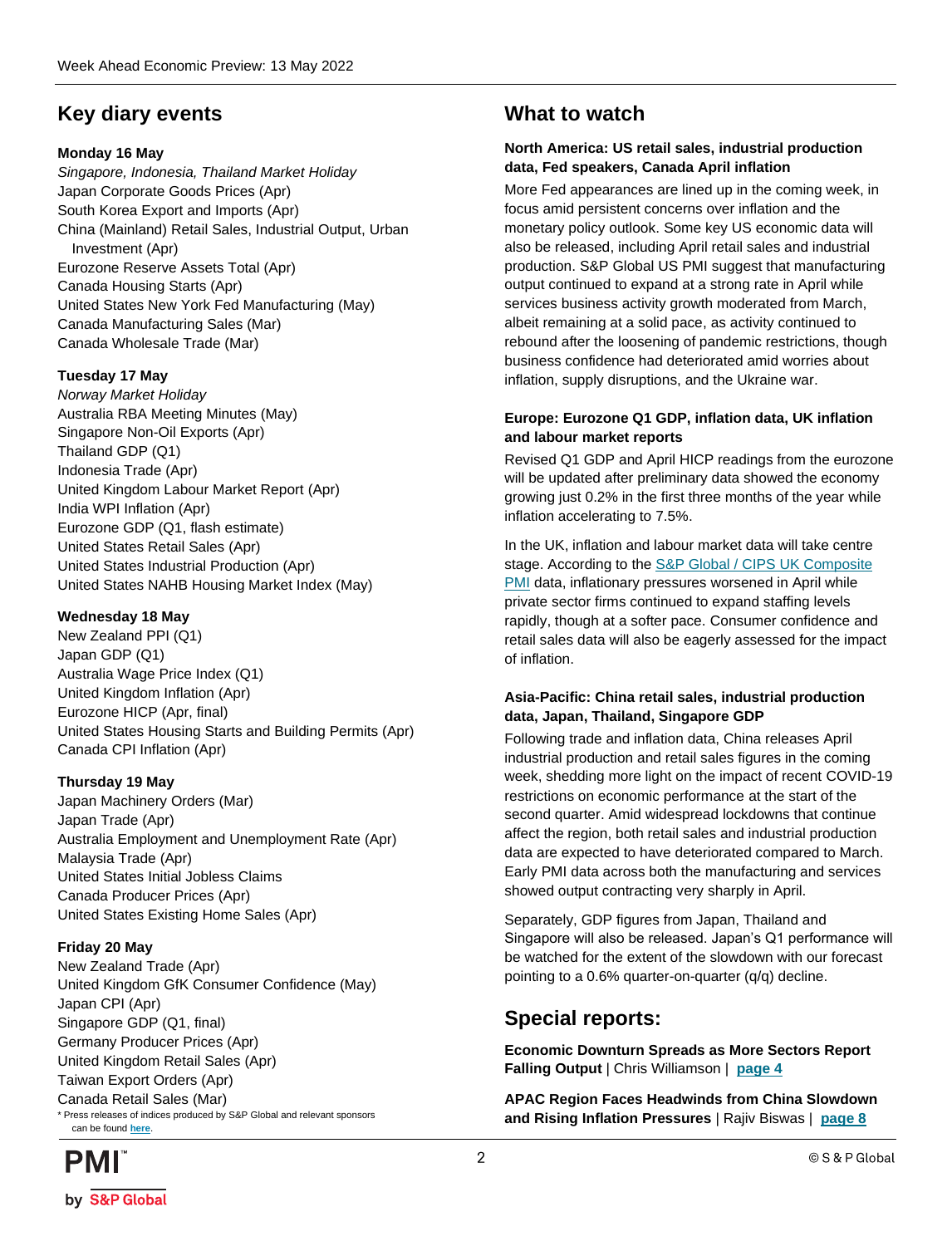## Key diary events

**Monday 16 May**

*Singapore, Indonesia, Thailand Market Holiday*
Japan Corporate Goods Prices (Apr)
South Korea Export and Imports (Apr)
China (Mainland) Retail Sales, Industrial Output, Urban Investment (Apr)
Eurozone Reserve Assets Total (Apr)
Canada Housing Starts (Apr)
United States New York Fed Manufacturing (May)
Canada Manufacturing Sales (Mar)
Canada Wholesale Trade (Mar)

**Tuesday 17 May**

*Norway Market Holiday*
Australia RBA Meeting Minutes (May)
Singapore Non-Oil Exports (Apr)
Thailand GDP (Q1)
Indonesia Trade (Apr)
United Kingdom Labour Market Report (Apr)
India WPI Inflation (Apr)
Eurozone GDP (Q1, flash estimate)
United States Retail Sales (Apr)
United States Industrial Production (Apr)
United States NAHB Housing Market Index (May)

**Wednesday 18 May**

New Zealand PPI (Q1)
Japan GDP (Q1)
Australia Wage Price Index (Q1)
United Kingdom Inflation (Apr)
Eurozone HICP (Apr, final)
United States Housing Starts and Building Permits (Apr)
Canada CPI Inflation (Apr)

**Thursday 19 May**

Japan Machinery Orders (Mar)
Japan Trade (Apr)
Australia Employment and Unemployment Rate (Apr)
Malaysia Trade (Apr)
United States Initial Jobless Claims
Canada Producer Prices (Apr)
United States Existing Home Sales (Apr)

**Friday 20 May**

New Zealand Trade (Apr)
United Kingdom GfK Consumer Confidence (May)
Japan CPI (Apr)
Singapore GDP (Q1, final)
Germany Producer Prices (Apr)
United Kingdom Retail Sales (Apr)
Taiwan Export Orders (Apr)
Canada Retail Sales (Mar)

\* Press releases of indices produced by S&P Global and relevant sponsors can be found here.

## What to watch

**North America: US retail sales, industrial production data, Fed speakers, Canada April inflation**

More Fed appearances are lined up in the coming week, in focus amid persistent concerns over inflation and the monetary policy outlook. Some key US economic data will also be released, including April retail sales and industrial production. S&P Global US PMI suggest that manufacturing output continued to expand at a strong rate in April while services business activity growth moderated from March, albeit remaining at a solid pace, as activity continued to rebound after the loosening of pandemic restrictions, though business confidence had deteriorated amid worries about inflation, supply disruptions, and the Ukraine war.

**Europe: Eurozone Q1 GDP, inflation data, UK inflation and labour market reports**

Revised Q1 GDP and April HICP readings from the eurozone will be updated after preliminary data showed the economy growing just 0.2% in the first three months of the year while inflation accelerating to 7.5%.

In the UK, inflation and labour market data will take centre stage. According to the S&P Global / CIPS UK Composite PMI data, inflationary pressures worsened in April while private sector firms continued to expand staffing levels rapidly, though at a softer pace. Consumer confidence and retail sales data will also be eagerly assessed for the impact of inflation.

**Asia-Pacific: China retail sales, industrial production data, Japan, Thailand, Singapore GDP**

Following trade and inflation data, China releases April industrial production and retail sales figures in the coming week, shedding more light on the impact of recent COVID-19 restrictions on economic performance at the start of the second quarter. Amid widespread lockdowns that continue affect the region, both retail sales and industrial production data are expected to have deteriorated compared to March. Early PMI data across both the manufacturing and services showed output contracting very sharply in April.

Separately, GDP figures from Japan, Thailand and Singapore will also be released. Japan's Q1 performance will be watched for the extent of the slowdown with our forecast pointing to a 0.6% quarter-on-quarter (q/q) decline.

## Special reports:

**Economic Downturn Spreads as More Sectors Report Falling Output** | Chris Williamson | **page 4**

**APAC Region Faces Headwinds from China Slowdown and Rising Inflation Pressures** | Rajiv Biswas | **page 8**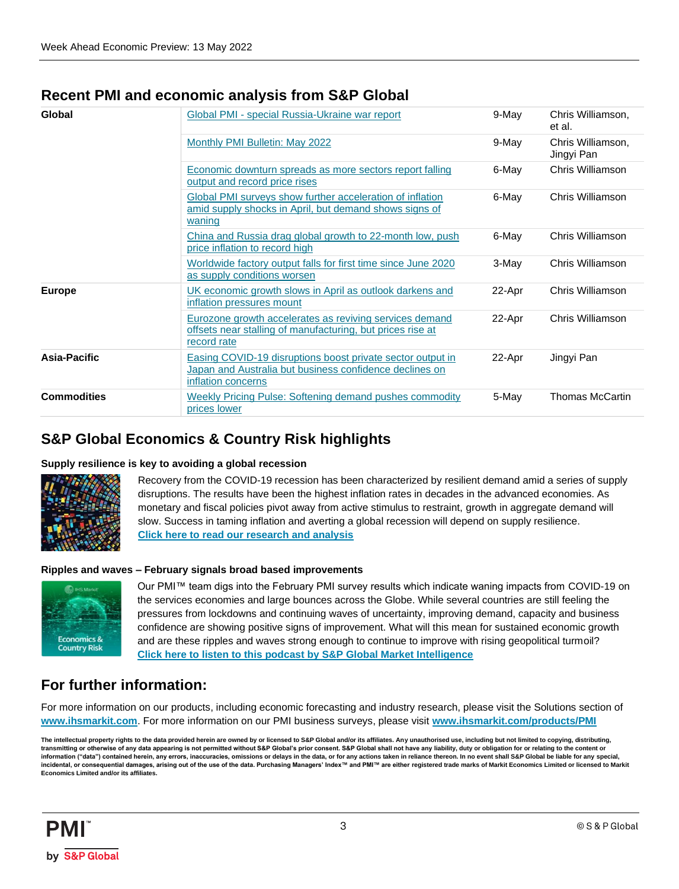## Recent PMI and economic analysis from S&P Global

| | | | |
|---|---|---|---|
| **Global** | Global PMI - special Russia-Ukraine war report | 9-May | Chris Williamson, et al. |
| | Monthly PMI Bulletin: May 2022 | 9-May | Chris Williamson, Jingyi Pan |
| | Economic downturn spreads as more sectors report falling output and record price rises | 6-May | Chris Williamson |
| | Global PMI surveys show further acceleration of inflation amid supply shocks in April, but demand shows signs of waning | 6-May | Chris Williamson |
| | China and Russia drag global growth to 22-month low, push price inflation to record high | 6-May | Chris Williamson |
| | Worldwide factory output falls for first time since June 2020 as supply conditions worsen | 3-May | Chris Williamson |
| **Europe** | UK economic growth slows in April as outlook darkens and inflation pressures mount | 22-Apr | Chris Williamson |
| | Eurozone growth accelerates as reviving services demand offsets near stalling of manufacturing, but prices rise at record rate | 22-Apr | Chris Williamson |
| **Asia-Pacific** | Easing COVID-19 disruptions boost private sector output in Japan and Australia but business confidence declines on inflation concerns | 22-Apr | Jingyi Pan |
| **Commodities** | Weekly Pricing Pulse: Softening demand pushes commodity prices lower | 5-May | Thomas McCartin |

## S&P Global Economics & Country Risk highlights

**Supply resilience is key to avoiding a global recession**

Recovery from the COVID-19 recession has been characterized by resilient demand amid a series of supply disruptions. The results have been the highest inflation rates in decades in the advanced economies. As monetary and fiscal policies pivot away from active stimulus to restraint, growth in aggregate demand will slow. Success in taming inflation and averting a global recession will depend on supply resilience.
**Click here to read our research and analysis**

**Ripples and waves – February signals broad based improvements**

Our PMI™ team digs into the February PMI survey results which indicate waning impacts from COVID-19 on the services economies and large bounces across the Globe. While several countries are still feeling the pressures from lockdowns and continuing waves of uncertainty, improving demand, capacity and business confidence are showing positive signs of improvement. What will this mean for sustained economic growth and are these ripples and waves strong enough to continue to improve with rising geopolitical turmoil?
**Click here to listen to this podcast by S&P Global Market Intelligence**

## For further information:

For more information on our products, including economic forecasting and industry research, please visit the Solutions section of **www.ihsmarkit.com**. For more information on our PMI business surveys, please visit **www.ihsmarkit.com/products/PMI**

**The intellectual property rights to the data provided herein are owned by or licensed to S&P Global and/or its affiliates. Any unauthorised use, including but not limited to copying, distributing, transmitting or otherwise of any data appearing is not permitted without S&P Global's prior consent. S&P Global shall not have any liability, duty or obligation for or relating to the content or information ("data") contained herein, any errors, inaccuracies, omissions or delays in the data, or for any actions taken in reliance thereon. In no event shall S&P Global be liable for any special, incidental, or consequential damages, arising out of the use of the data. Purchasing Managers' Index™ and PMI™ are either registered trade marks of Markit Economics Limited or licensed to Markit Economics Limited and/or its affiliates.**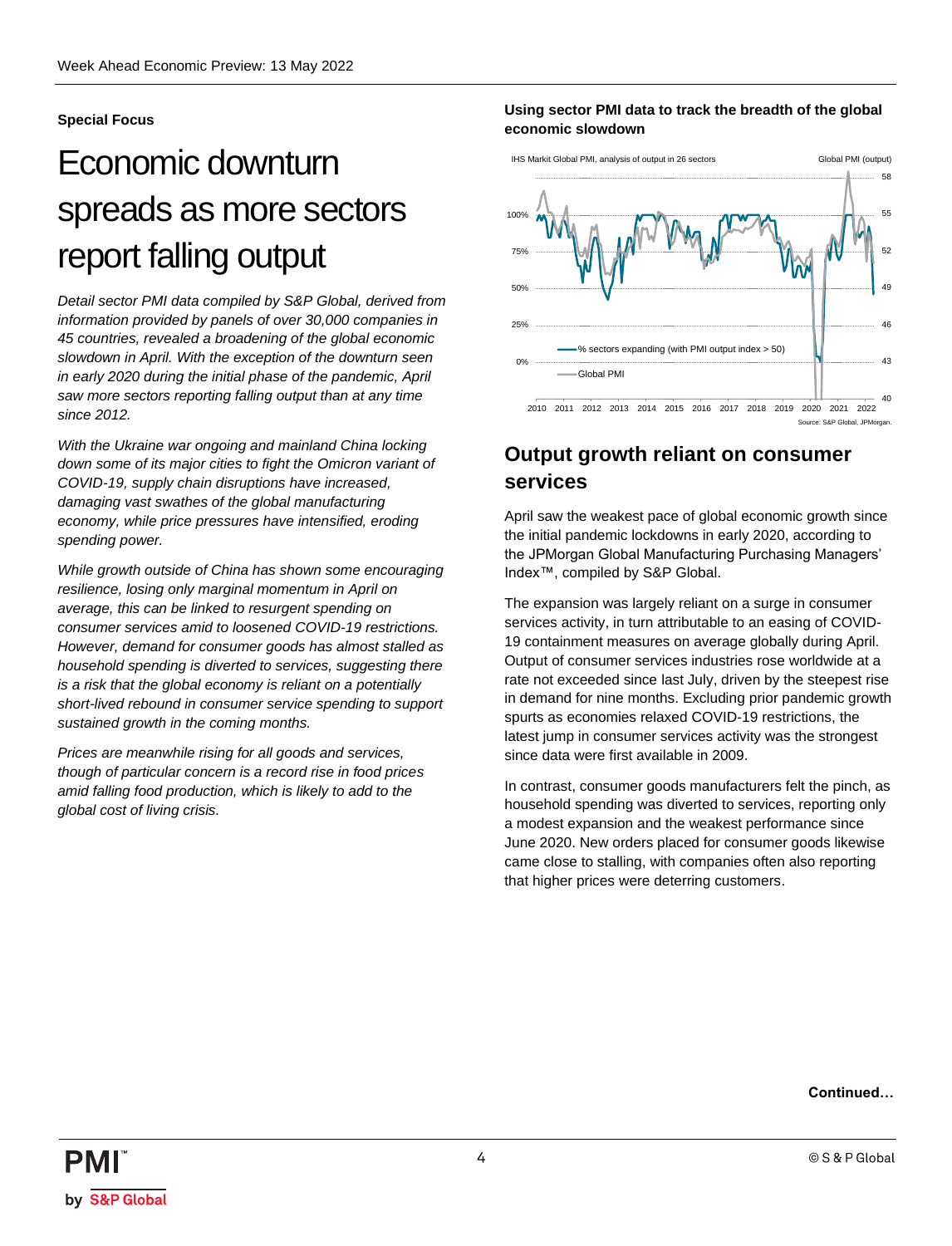**Special Focus**

# Economic downturn spreads as more sectors report falling output

*Detail sector PMI data compiled by S&P Global, derived from information provided by panels of over 30,000 companies in 45 countries, revealed a broadening of the global economic slowdown in April. With the exception of the downturn seen in early 2020 during the initial phase of the pandemic, April saw more sectors reporting falling output than at any time since 2012.*

*With the Ukraine war ongoing and mainland China locking down some of its major cities to fight the Omicron variant of COVID-19, supply chain disruptions have increased, damaging vast swathes of the global manufacturing economy, while price pressures have intensified, eroding spending power.*

*While growth outside of China has shown some encouraging resilience, losing only marginal momentum in April on average, this can be linked to resurgent spending on consumer services amid to loosened COVID-19 restrictions. However, demand for consumer goods has almost stalled as household spending is diverted to services, suggesting there is a risk that the global economy is reliant on a potentially short-lived rebound in consumer service spending to support sustained growth in the coming months.*

*Prices are meanwhile rising for all goods and services, though of particular concern is a record rise in food prices amid falling food production, which is likely to add to the global cost of living crisis.*

**Using sector PMI data to track the breadth of the global economic slowdown**

## Output growth reliant on consumer services

April saw the weakest pace of global economic growth since the initial pandemic lockdowns in early 2020, according to the JPMorgan Global Manufacturing Purchasing Managers' Index™, compiled by S&P Global.

The expansion was largely reliant on a surge in consumer services activity, in turn attributable to an easing of COVID-19 containment measures on average globally during April. Output of consumer services industries rose worldwide at a rate not exceeded since last July, driven by the steepest rise in demand for nine months. Excluding prior pandemic growth spurts as economies relaxed COVID-19 restrictions, the latest jump in consumer services activity was the strongest since data were first available in 2009.

In contrast, consumer goods manufacturers felt the pinch, as household spending was diverted to services, reporting only a modest expansion and the weakest performance since June 2020. New orders placed for consumer goods likewise came close to stalling, with companies often also reporting that higher prices were deterring customers.

**Continued…**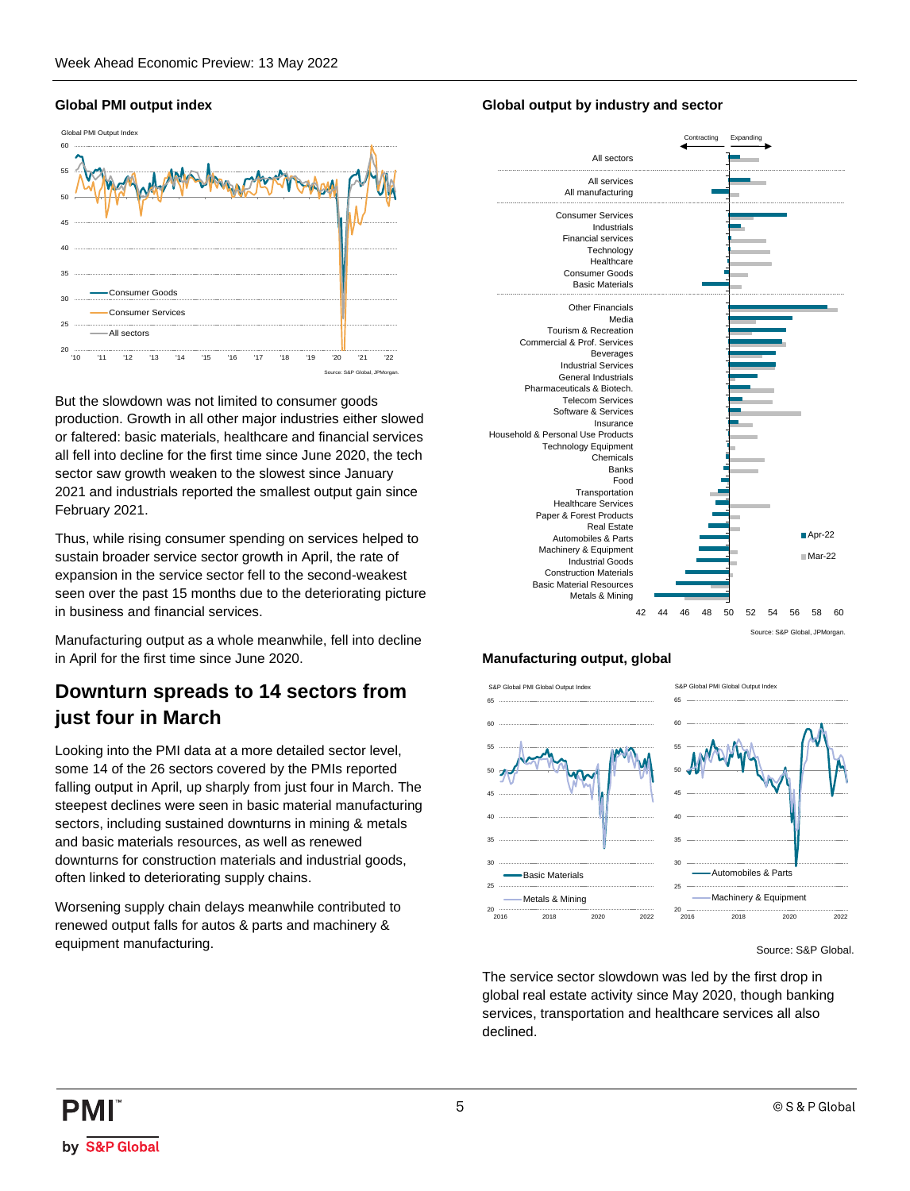### Global PMI output index

Source: S&P Global, JPMorgan.

But the slowdown was not limited to consumer goods production. Growth in all other major industries either slowed or faltered: basic materials, healthcare and financial services all fell into decline for the first time since June 2020, the tech sector saw growth weaken to the slowest since January 2021 and industrials reported the smallest output gain since February 2021.

Thus, while rising consumer spending on services helped to sustain broader service sector growth in April, the rate of expansion in the service sector fell to the second-weakest seen over the past 15 months due to the deteriorating picture in business and financial services.

Manufacturing output as a whole meanwhile, fell into decline in April for the first time since June 2020.

## Downturn spreads to 14 sectors from just four in March

Looking into the PMI data at a more detailed sector level, some 14 of the 26 sectors covered by the PMIs reported falling output in April, up sharply from just four in March. The steepest declines were seen in basic material manufacturing sectors, including sustained downturns in mining & metals and basic materials resources, as well as renewed downturns for construction materials and industrial goods, often linked to deteriorating supply chains.

Worsening supply chain delays meanwhile contributed to renewed output falls for autos & parts and machinery & equipment manufacturing.

### Global output by industry and sector

Source: S&P Global, JPMorgan.

### Manufacturing output, global

Source: S&P Global.

The service sector slowdown was led by the first drop in global real estate activity since May 2020, though banking services, transportation and healthcare services all also declined.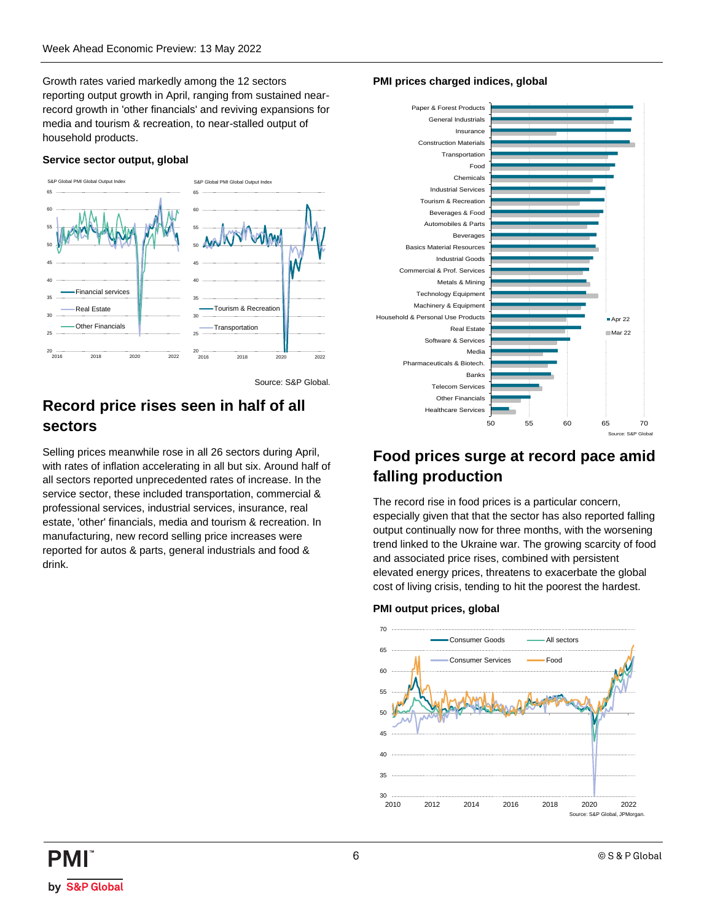Growth rates varied markedly among the 12 sectors reporting output growth in April, ranging from sustained near-record growth in 'other financials' and reviving expansions for media and tourism & recreation, to near-stalled output of household products.

**Service sector output, global**

Source: S&P Global.

## Record price rises seen in half of all sectors

Selling prices meanwhile rose in all 26 sectors during April, with rates of inflation accelerating in all but six. Around half of all sectors reported unprecedented rates of increase. In the service sector, these included transportation, commercial & professional services, industrial services, insurance, real estate, 'other' financials, media and tourism & recreation. In manufacturing, new record selling price increases were reported for autos & parts, general industrials and food & drink.

**PMI prices charged indices, global**

Source: S&P Global

## Food prices surge at record pace amid falling production

The record rise in food prices is a particular concern, especially given that that the sector has also reported falling output continually now for three months, with the worsening trend linked to the Ukraine war. The growing scarcity of food and associated price rises, combined with persistent elevated energy prices, threatens to exacerbate the global cost of living crisis, tending to hit the poorest the hardest.

**PMI output prices, global**

Source: S&P Global, JPMorgan.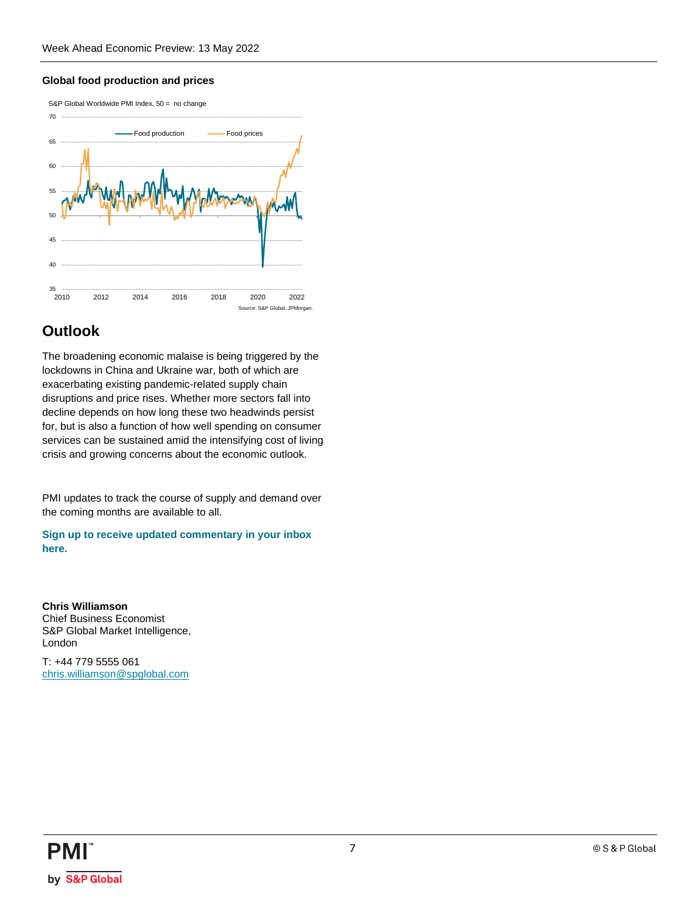**Global food production and prices**

S&P Global Worldwide PMI Index, 50 = no change

Source: S&P Global, JPMorgan.

## Outlook

The broadening economic malaise is being triggered by the lockdowns in China and Ukraine war, both of which are exacerbating existing pandemic-related supply chain disruptions and price rises. Whether more sectors fall into decline depends on how long these two headwinds persist for, but is also a function of how well spending on consumer services can be sustained amid the intensifying cost of living crisis and growing concerns about the economic outlook.

PMI updates to track the course of supply and demand over the coming months are available to all.

**Sign up to receive updated commentary in your inbox here.**

**Chris Williamson**
Chief Business Economist
S&P Global Market Intelligence,
London

T: +44 779 5555 061
chris.williamson@spglobal.com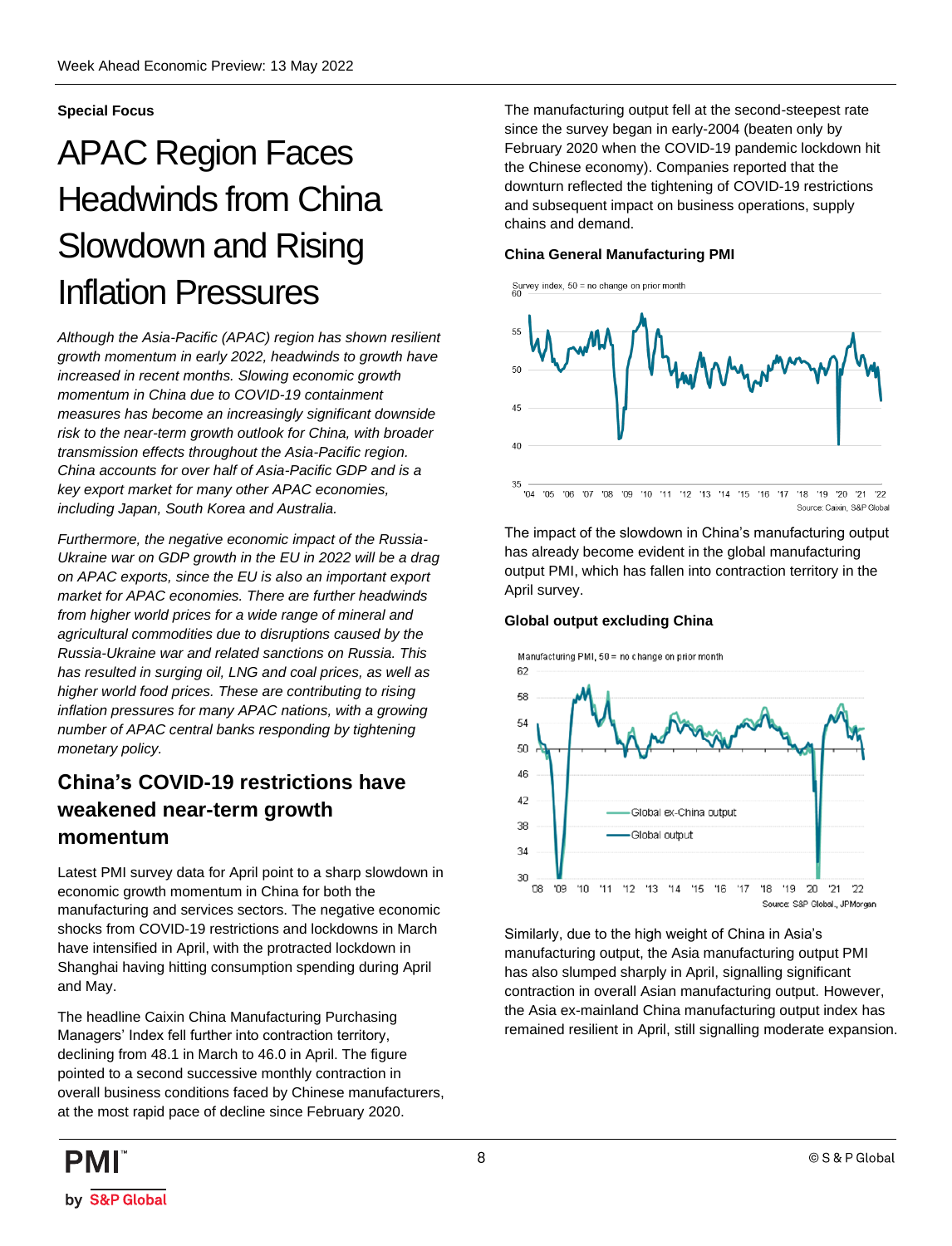**Special Focus**

# APAC Region Faces Headwinds from China Slowdown and Rising Inflation Pressures

*Although the Asia-Pacific (APAC) region has shown resilient growth momentum in early 2022, headwinds to growth have increased in recent months. Slowing economic growth momentum in China due to COVID-19 containment measures has become an increasingly significant downside risk to the near-term growth outlook for China, with broader transmission effects throughout the Asia-Pacific region. China accounts for over half of Asia-Pacific GDP and is a key export market for many other APAC economies, including Japan, South Korea and Australia.*

*Furthermore, the negative economic impact of the Russia-Ukraine war on GDP growth in the EU in 2022 will be a drag on APAC exports, since the EU is also an important export market for APAC economies. There are further headwinds from higher world prices for a wide range of mineral and agricultural commodities due to disruptions caused by the Russia-Ukraine war and related sanctions on Russia. This has resulted in surging oil, LNG and coal prices, as well as higher world food prices. These are contributing to rising inflation pressures for many APAC nations, with a growing number of APAC central banks responding by tightening monetary policy.*

## China's COVID-19 restrictions have weakened near-term growth momentum

Latest PMI survey data for April point to a sharp slowdown in economic growth momentum in China for both the manufacturing and services sectors. The negative economic shocks from COVID-19 restrictions and lockdowns in March have intensified in April, with the protracted lockdown in Shanghai having hitting consumption spending during April and May.

The headline Caixin China Manufacturing Purchasing Managers' Index fell further into contraction territory, declining from 48.1 in March to 46.0 in April. The figure pointed to a second successive monthly contraction in overall business conditions faced by Chinese manufacturers, at the most rapid pace of decline since February 2020.

The manufacturing output fell at the second-steepest rate since the survey began in early-2004 (beaten only by February 2020 when the COVID-19 pandemic lockdown hit the Chinese economy). Companies reported that the downturn reflected the tightening of COVID-19 restrictions and subsequent impact on business operations, supply chains and demand.

**China General Manufacturing PMI**

Survey index, 50 = no change on prior month

Source: Caixin, S&P Global

The impact of the slowdown in China's manufacturing output has already become evident in the global manufacturing output PMI, which has fallen into contraction territory in the April survey.

**Global output excluding China**

Manufacturing PMI, 50 = no change on prior month

Global ex-China output
Global output

Source: S&P Global., JPMorgan

Similarly, due to the high weight of China in Asia's manufacturing output, the Asia manufacturing output PMI has also slumped sharply in April, signalling significant contraction in overall Asian manufacturing output. However, the Asia ex-mainland China manufacturing output index has remained resilient in April, still signalling moderate expansion.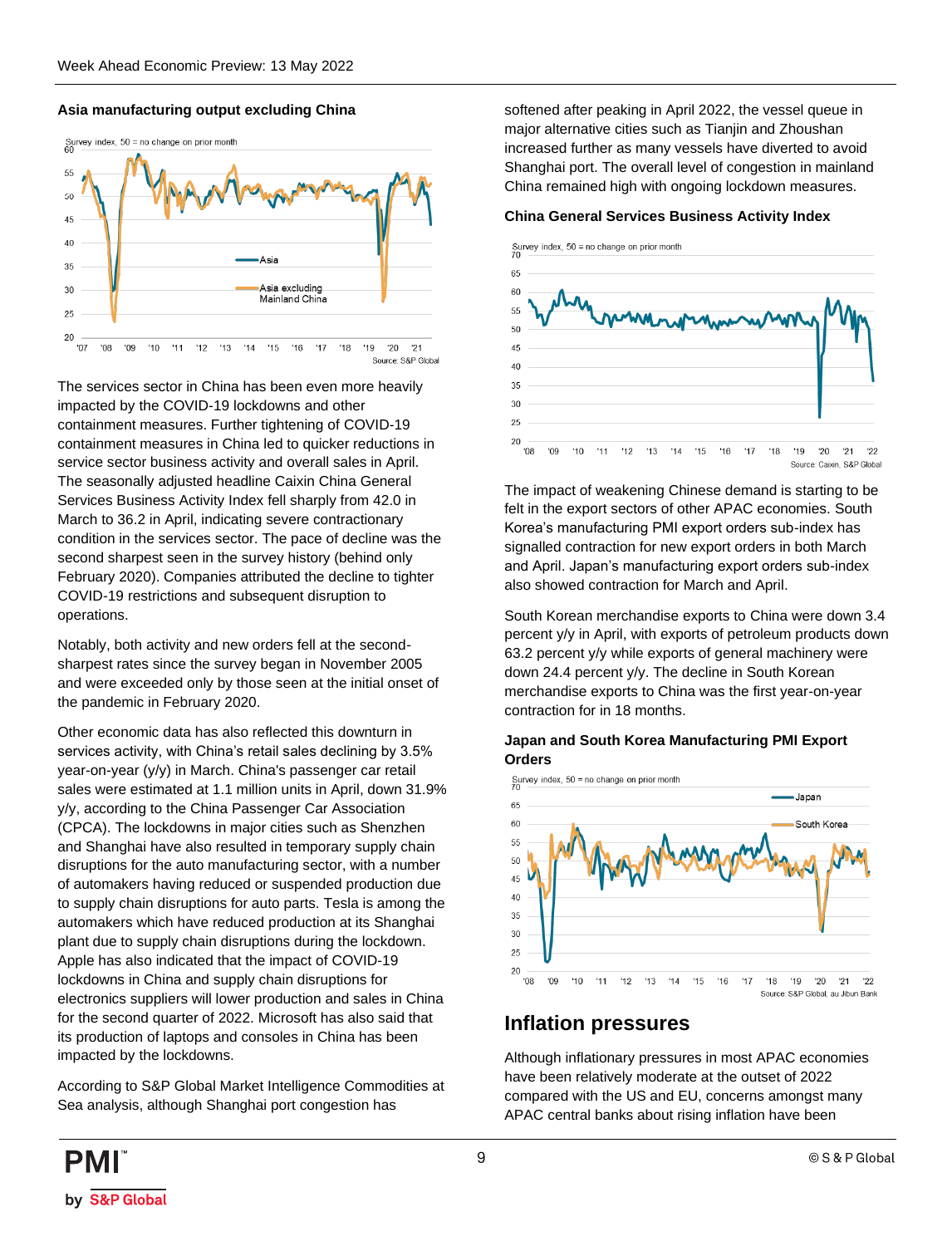**Asia manufacturing output excluding China**

The services sector in China has been even more heavily impacted by the COVID-19 lockdowns and other containment measures. Further tightening of COVID-19 containment measures in China led to quicker reductions in service sector business activity and overall sales in April. The seasonally adjusted headline Caixin China General Services Business Activity Index fell sharply from 42.0 in March to 36.2 in April, indicating severe contractionary condition in the services sector. The pace of decline was the second sharpest seen in the survey history (behind only February 2020). Companies attributed the decline to tighter COVID-19 restrictions and subsequent disruption to operations.

Notably, both activity and new orders fell at the second-sharpest rates since the survey began in November 2005 and were exceeded only by those seen at the initial onset of the pandemic in February 2020.

Other economic data has also reflected this downturn in services activity, with China's retail sales declining by 3.5% year-on-year (y/y) in March. China's passenger car retail sales were estimated at 1.1 million units in April, down 31.9% y/y, according to the China Passenger Car Association (CPCA). The lockdowns in major cities such as Shenzhen and Shanghai have also resulted in temporary supply chain disruptions for the auto manufacturing sector, with a number of automakers having reduced or suspended production due to supply chain disruptions for auto parts. Tesla is among the automakers which have reduced production at its Shanghai plant due to supply chain disruptions during the lockdown. Apple has also indicated that the impact of COVID-19 lockdowns in China and supply chain disruptions for electronics suppliers will lower production and sales in China for the second quarter of 2022. Microsoft has also said that its production of laptops and consoles in China has been impacted by the lockdowns.

According to S&P Global Market Intelligence Commodities at Sea analysis, although Shanghai port congestion has softened after peaking in April 2022, the vessel queue in major alternative cities such as Tianjin and Zhoushan increased further as many vessels have diverted to avoid Shanghai port. The overall level of congestion in mainland China remained high with ongoing lockdown measures.

**China General Services Business Activity Index**

The impact of weakening Chinese demand is starting to be felt in the export sectors of other APAC economies. South Korea's manufacturing PMI export orders sub-index has signalled contraction for new export orders in both March and April. Japan's manufacturing export orders sub-index also showed contraction for March and April.

South Korean merchandise exports to China were down 3.4 percent y/y in April, with exports of petroleum products down 63.2 percent y/y while exports of general machinery were down 24.4 percent y/y. The decline in South Korean merchandise exports to China was the first year-on-year contraction for in 18 months.

**Japan and South Korea Manufacturing PMI Export Orders**

## Inflation pressures

Although inflationary pressures in most APAC economies have been relatively moderate at the outset of 2022 compared with the US and EU, concerns amongst many APAC central banks about rising inflation have been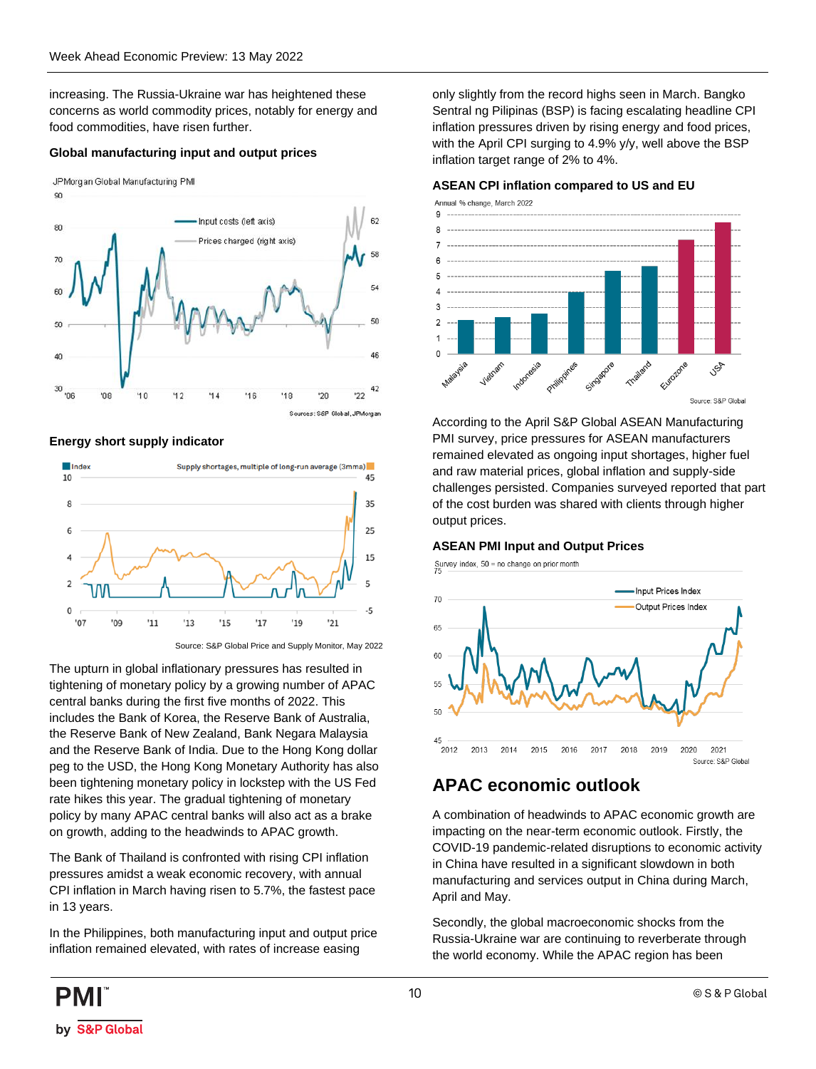increasing. The Russia-Ukraine war has heightened these concerns as world commodity prices, notably for energy and food commodities, have risen further.

**Global manufacturing input and output prices**

Sources: S&P Global, JPMorgan

**Energy short supply indicator**

Source: S&P Global Price and Supply Monitor, May 2022

The upturn in global inflationary pressures has resulted in tightening of monetary policy by a growing number of APAC central banks during the first five months of 2022. This includes the Bank of Korea, the Reserve Bank of Australia, the Reserve Bank of New Zealand, Bank Negara Malaysia and the Reserve Bank of India. Due to the Hong Kong dollar peg to the USD, the Hong Kong Monetary Authority has also been tightening monetary policy in lockstep with the US Fed rate hikes this year. The gradual tightening of monetary policy by many APAC central banks will also act as a brake on growth, adding to the headwinds to APAC growth.

The Bank of Thailand is confronted with rising CPI inflation pressures amidst a weak economic recovery, with annual CPI inflation in March having risen to 5.7%, the fastest pace in 13 years.

In the Philippines, both manufacturing input and output price inflation remained elevated, with rates of increase easing only slightly from the record highs seen in March. Bangko Sentral ng Pilipinas (BSP) is facing escalating headline CPI inflation pressures driven by rising energy and food prices, with the April CPI surging to 4.9% y/y, well above the BSP inflation target range of 2% to 4%.

**ASEAN CPI inflation compared to US and EU**

Source: S&P Global

According to the April S&P Global ASEAN Manufacturing PMI survey, price pressures for ASEAN manufacturers remained elevated as ongoing input shortages, higher fuel and raw material prices, global inflation and supply-side challenges persisted. Companies surveyed reported that part of the cost burden was shared with clients through higher output prices.

**ASEAN PMI Input and Output Prices**

Source: S&P Global

## APAC economic outlook

A combination of headwinds to APAC economic growth are impacting on the near-term economic outlook. Firstly, the COVID-19 pandemic-related disruptions to economic activity in China have resulted in a significant slowdown in both manufacturing and services output in China during March, April and May.

Secondly, the global macroeconomic shocks from the Russia-Ukraine war are continuing to reverberate through the world economy. While the APAC region has been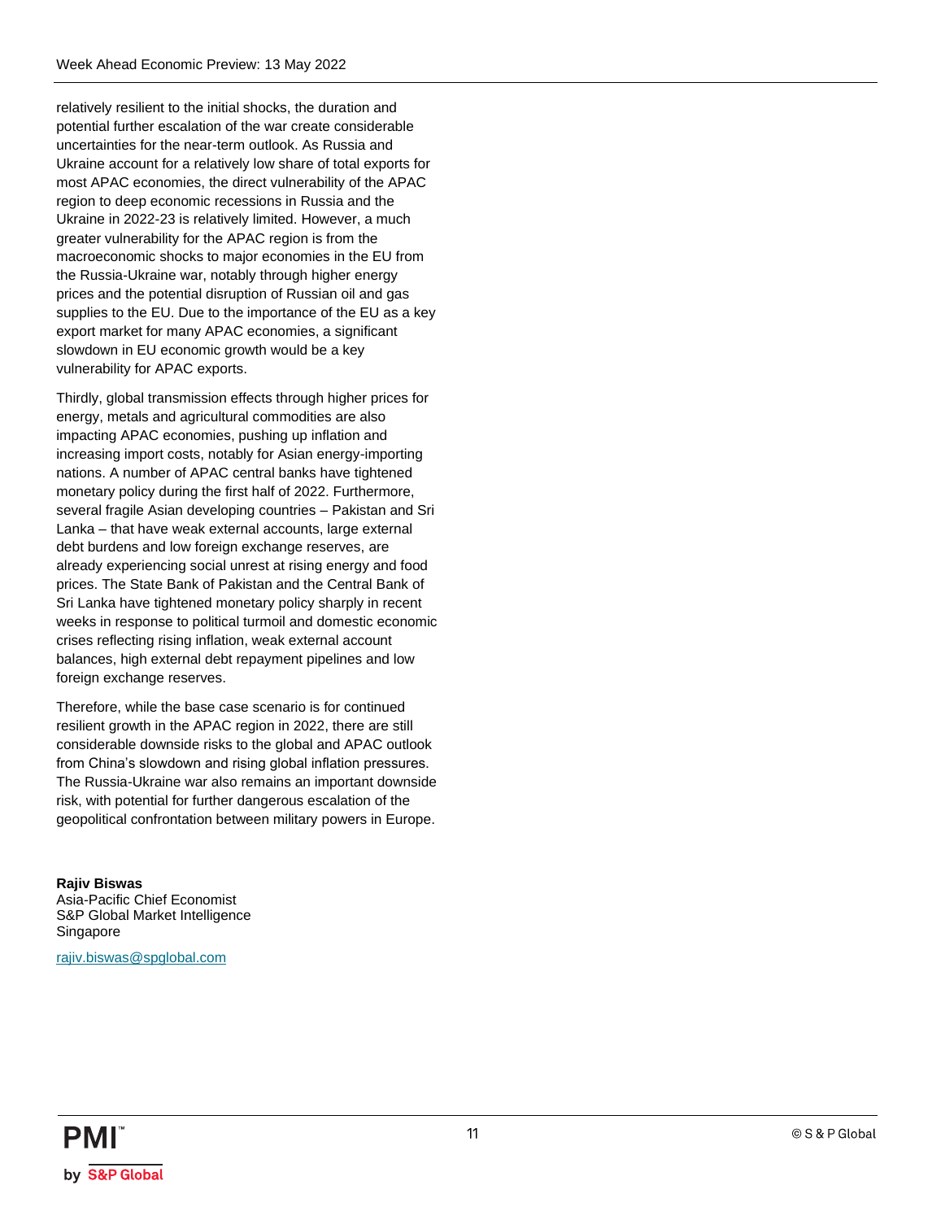relatively resilient to the initial shocks, the duration and potential further escalation of the war create considerable uncertainties for the near-term outlook. As Russia and Ukraine account for a relatively low share of total exports for most APAC economies, the direct vulnerability of the APAC region to deep economic recessions in Russia and the Ukraine in 2022-23 is relatively limited. However, a much greater vulnerability for the APAC region is from the macroeconomic shocks to major economies in the EU from the Russia-Ukraine war, notably through higher energy prices and the potential disruption of Russian oil and gas supplies to the EU. Due to the importance of the EU as a key export market for many APAC economies, a significant slowdown in EU economic growth would be a key vulnerability for APAC exports.

Thirdly, global transmission effects through higher prices for energy, metals and agricultural commodities are also impacting APAC economies, pushing up inflation and increasing import costs, notably for Asian energy-importing nations. A number of APAC central banks have tightened monetary policy during the first half of 2022. Furthermore, several fragile Asian developing countries – Pakistan and Sri Lanka – that have weak external accounts, large external debt burdens and low foreign exchange reserves, are already experiencing social unrest at rising energy and food prices. The State Bank of Pakistan and the Central Bank of Sri Lanka have tightened monetary policy sharply in recent weeks in response to political turmoil and domestic economic crises reflecting rising inflation, weak external account balances, high external debt repayment pipelines and low foreign exchange reserves.

Therefore, while the base case scenario is for continued resilient growth in the APAC region in 2022, there are still considerable downside risks to the global and APAC outlook from China's slowdown and rising global inflation pressures. The Russia-Ukraine war also remains an important downside risk, with potential for further dangerous escalation of the geopolitical confrontation between military powers in Europe.

**Rajiv Biswas**
Asia-Pacific Chief Economist
S&P Global Market Intelligence
Singapore

rajiv.biswas@spglobal.com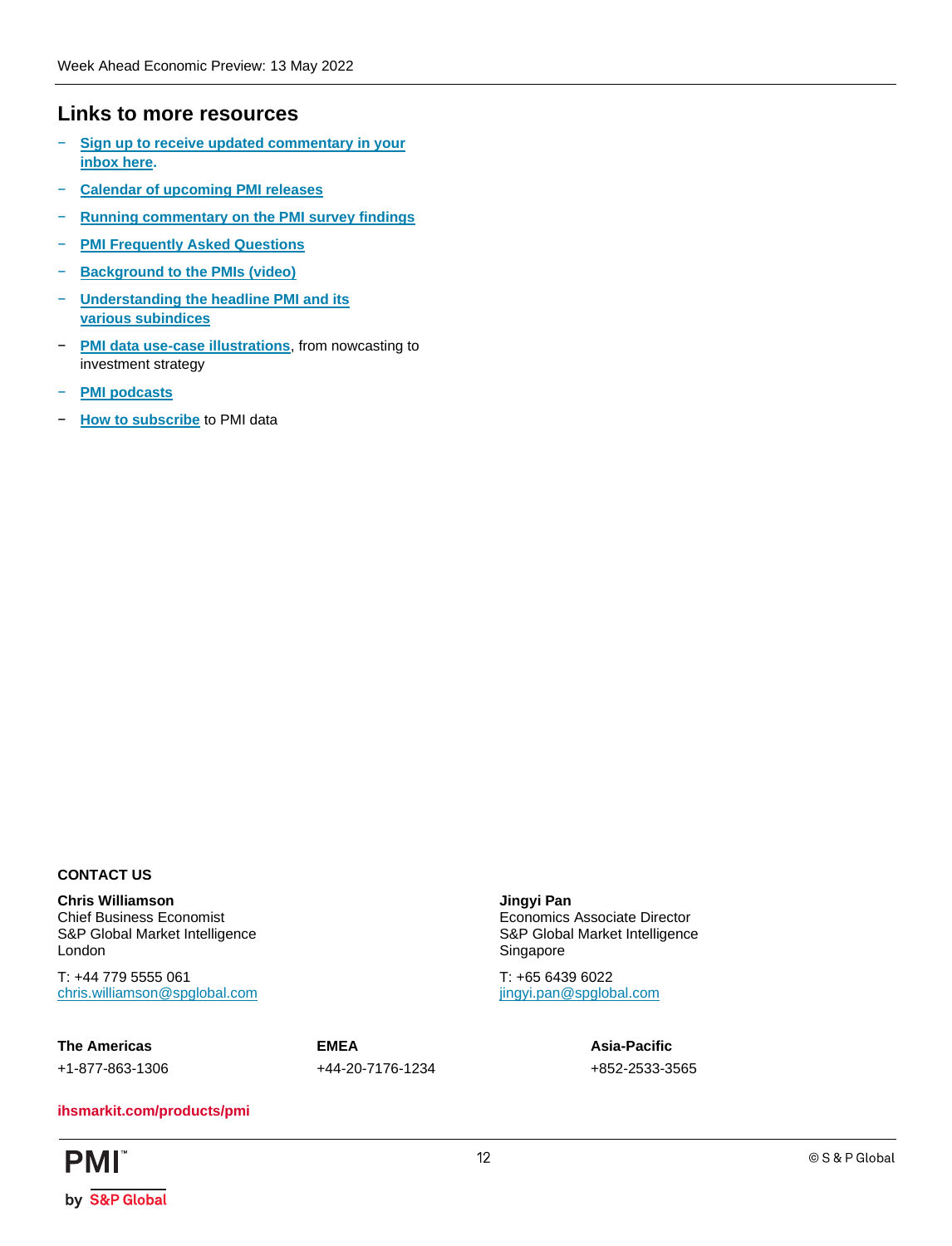## Links to more resources

- **Sign up to receive updated commentary in your inbox here**.
- **Calendar of upcoming PMI releases**
- **Running commentary on the PMI survey findings**
- **PMI Frequently Asked Questions**
- **Background to the PMIs (video)**
- **Understanding the headline PMI and its various subindices**
- **PMI data use-case illustrations**, from nowcasting to investment strategy
- **PMI podcasts**
- **How to subscribe** to PMI data

**CONTACT US**

**Chris Williamson**
Chief Business Economist
S&P Global Market Intelligence
London

T: +44 779 5555 061
chris.williamson@spglobal.com

**Jingyi Pan**
Economics Associate Director
S&P Global Market Intelligence
Singapore

T: +65 6439 6022
jingyi.pan@spglobal.com

**The Americas**
+1-877-863-1306

**EMEA**
+44-20-7176-1234

**Asia-Pacific**
+852-2533-3565

**ihsmarkit.com/products/pmi**